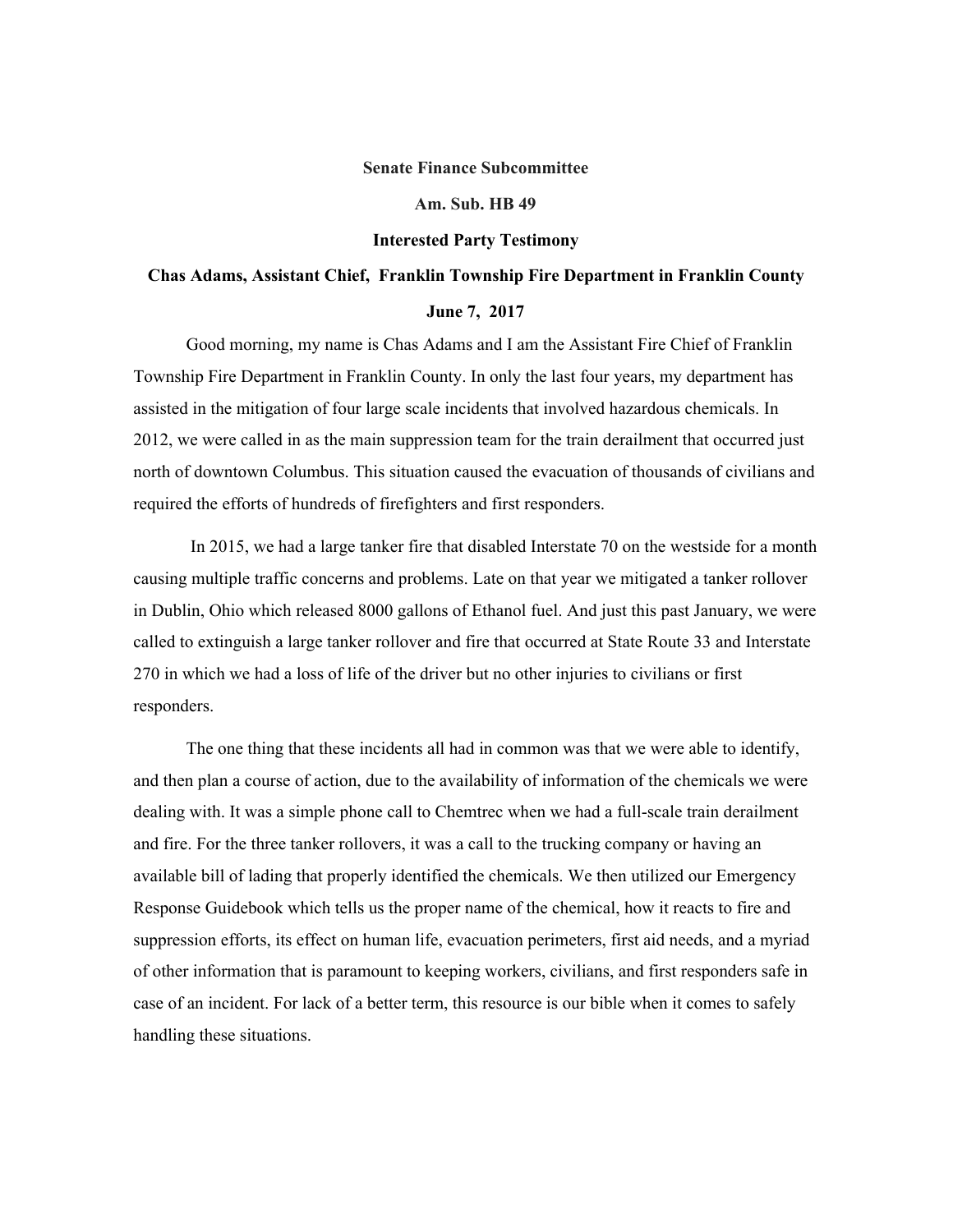**Senate Finance Subcommittee**

**Am. Sub. HB 49**

**Interested Party Testimony**

**Chas Adams, Assistant Chief, Franklin Township Fire Department in Franklin County**

**June 7, 2017**

Good morning, my name is Chas Adams and I am the Assistant Fire Chief of Franklin Township Fire Department in Franklin County. In only the last four years, my department has assisted in the mitigation of four large scale incidents that involved hazardous chemicals. In 2012, we were called in as the main suppression team for the train derailment that occurred just north of downtown Columbus. This situation caused the evacuation of thousands of civilians and required the efforts of hundreds of firefighters and first responders.

In 2015, we had a large tanker fire that disabled Interstate 70 on the westside for a month causing multiple traffic concerns and problems. Late on that year we mitigated a tanker rollover in Dublin, Ohio which released 8000 gallons of Ethanol fuel. And just this past January, we were called to extinguish a large tanker rollover and fire that occurred at State Route 33 and Interstate 270 in which we had a loss of life of the driver but no other injuries to civilians or first responders.

The one thing that these incidents all had in common was that we were able to identify, and then plan a course of action, due to the availability of information of the chemicals we were dealing with. It was a simple phone call to Chemtrec when we had a full-scale train derailment and fire. For the three tanker rollovers, it was a call to the trucking company or having an available bill of lading that properly identified the chemicals. We then utilized our Emergency Response Guidebook which tells us the proper name of the chemical, how it reacts to fire and suppression efforts, its effect on human life, evacuation perimeters, first aid needs, and a myriad of other information that is paramount to keeping workers, civilians, and first responders safe in case of an incident. For lack of a better term, this resource is our bible when it comes to safely handling these situations.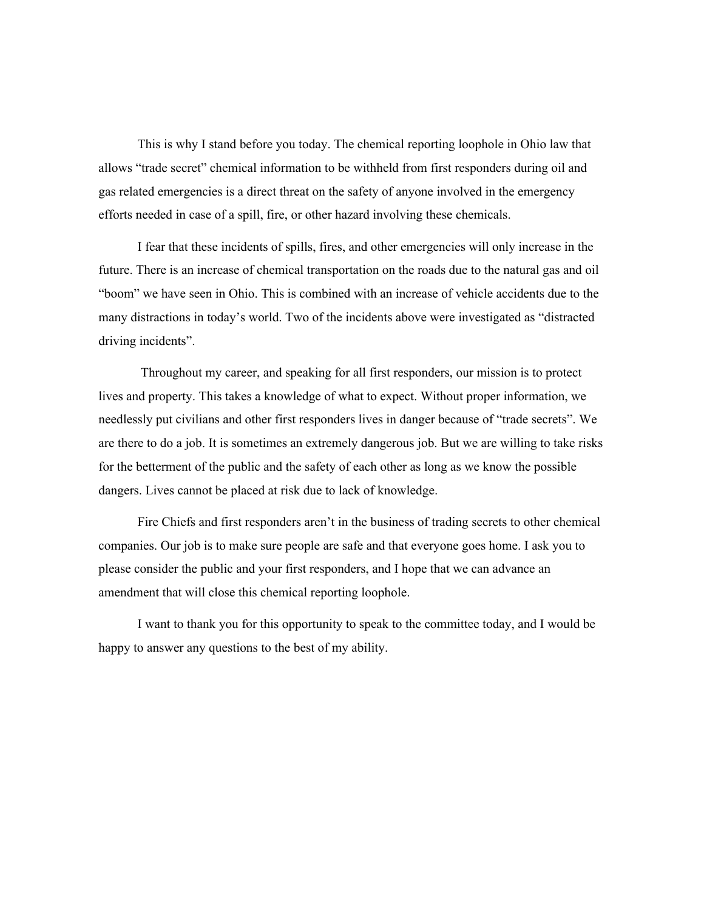This is why I stand before you today. The chemical reporting loophole in Ohio law that allows "trade secret" chemical information to be withheld from first responders during oil and gas related emergencies is a direct threat on the safety of anyone involved in the emergency efforts needed in case of a spill, fire, or other hazard involving these chemicals.

I fear that these incidents of spills, fires, and other emergencies will only increase in the future. There is an increase of chemical transportation on the roads due to the natural gas and oil "boom" we have seen in Ohio. This is combined with an increase of vehicle accidents due to the many distractions in today's world. Two of the incidents above were investigated as "distracted driving incidents".

Throughout my career, and speaking for all first responders, our mission is to protect lives and property. This takes a knowledge of what to expect. Without proper information, we needlessly put civilians and other first responders lives in danger because of "trade secrets". We are there to do a job. It is sometimes an extremely dangerous job. But we are willing to take risks for the betterment of the public and the safety of each other as long as we know the possible dangers. Lives cannot be placed at risk due to lack of knowledge.

Fire Chiefs and first responders aren't in the business of trading secrets to other chemical companies. Our job is to make sure people are safe and that everyone goes home. I ask you to please consider the public and your first responders, and I hope that we can advance an amendment that will close this chemical reporting loophole.

I want to thank you for this opportunity to speak to the committee today, and I would be happy to answer any questions to the best of my ability.